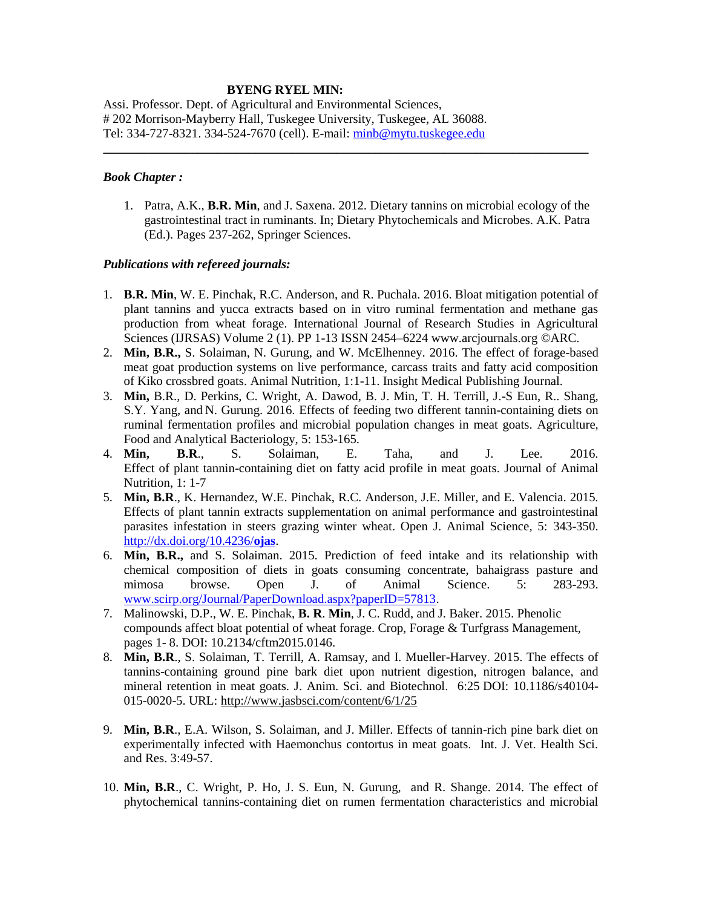**BYENG RYEL MIN:**

Assi. Professor. Dept. of Agricultural and Environmental Sciences,
# 202 Morrison-Mayberry Hall, Tuskegee University, Tuskegee, AL 36088.
Tel: 334-727-8321. 334-524-7670 (cell). E-mail: minb@mytu.tuskegee.edu

---

***Book Chapter :***

1. Patra, A.K., **B.R. Min**, and J. Saxena. 2012. Dietary tannins on microbial ecology of the gastrointestinal tract in ruminants. In; Dietary Phytochemicals and Microbes. A.K. Patra (Ed.). Pages 237-262, Springer Sciences.

***Publications with refereed journals:***

1. **B.R. Min**, W. E. Pinchak, R.C. Anderson, and R. Puchala. 2016. Bloat mitigation potential of plant tannins and yucca extracts based on in vitro ruminal fermentation and methane gas production from wheat forage. International Journal of Research Studies in Agricultural Sciences (IJRSAS) Volume 2 (1). PP 1-13 ISSN 2454–6224 www.arcjournals.org ©ARC.
2. **Min, B.R.,** S. Solaiman, N. Gurung, and W. McElhenney. 2016. The effect of forage-based meat goat production systems on live performance, carcass traits and fatty acid composition of Kiko crossbred goats. Animal Nutrition, 1:1-11. Insight Medical Publishing Journal.
3. **Min,** B.R., D. Perkins, C. Wright, A. Dawod, B. J. Min, T. H. Terrill, J.-S Eun, R.. Shang, S.Y. Yang, and N. Gurung. 2016. Effects of feeding two different tannin-containing diets on ruminal fermentation profiles and microbial population changes in meat goats. Agriculture, Food and Analytical Bacteriology, 5: 153-165.
4. **Min, B.R**., S. Solaiman, E. Taha, and J. Lee. 2016. Effect of plant tannin-containing diet on fatty acid profile in meat goats. Journal of Animal Nutrition, 1: 1-7
5. **Min, B.R**., K. Hernandez, W.E. Pinchak, R.C. Anderson, J.E. Miller, and E. Valencia. 2015. Effects of plant tannin extracts supplementation on animal performance and gastrointestinal parasites infestation in steers grazing winter wheat. Open J. Animal Science, 5: 343-350. http://dx.doi.org/10.4236/**ojas**.
6. **Min, B.R.,** and S. Solaiman. 2015. Prediction of feed intake and its relationship with chemical composition of diets in goats consuming concentrate, bahaigrass pasture and mimosa browse. Open J. of Animal Science. 5: 283-293. www.scirp.org/Journal/PaperDownload.aspx?paperID=57813.
7. Malinowski, D.P., W. E. Pinchak, **B. R**. **Min**, J. C. Rudd, and J. Baker. 2015. Phenolic compounds affect bloat potential of wheat forage. Crop, Forage & Turfgrass Management, pages 1- 8. DOI: 10.2134/cftm2015.0146.
8. **Min, B.R**., S. Solaiman, T. Terrill, A. Ramsay, and I. Mueller-Harvey. 2015. The effects of tannins-containing ground pine bark diet upon nutrient digestion, nitrogen balance, and mineral retention in meat goats. J. Anim. Sci. and Biotechnol. 6:25 DOI: 10.1186/s40104-015-0020-5. URL: http://www.jasbsci.com/content/6/1/25
9. **Min, B.R**., E.A. Wilson, S. Solaiman, and J. Miller. Effects of tannin-rich pine bark diet on experimentally infected with Haemonchus contortus in meat goats. Int. J. Vet. Health Sci. and Res. 3:49-57.
10. **Min, B.R**., C. Wright, P. Ho, J. S. Eun, N. Gurung, and R. Shange. 2014. The effect of phytochemical tannins-containing diet on rumen fermentation characteristics and microbial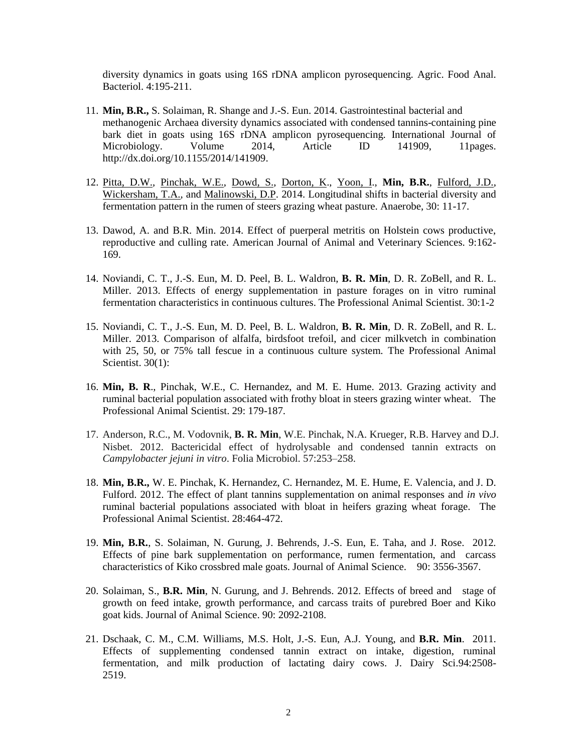diversity dynamics in goats using 16S rDNA amplicon pyrosequencing. Agric. Food Anal. Bacteriol. 4:195-211.

11. **Min, B.R.,** S. Solaiman, R. Shange and J.-S. Eun. 2014. Gastrointestinal bacterial and methanogenic Archaea diversity dynamics associated with condensed tannins-containing pine bark diet in goats using 16S rDNA amplicon pyrosequencing. International Journal of Microbiology. Volume 2014, Article ID 141909, 11pages. http://dx.doi.org/10.1155/2014/141909.

12. Pitta, D.W., Pinchak, W.E., Dowd, S., Dorton, K., Yoon, I., **Min, B.R.**, Fulford, J.D., Wickersham, T.A., and Malinowski, D.P. 2014. Longitudinal shifts in bacterial diversity and fermentation pattern in the rumen of steers grazing wheat pasture. Anaerobe, 30: 11-17.

13. Dawod, A. and B.R. Min. 2014. Effect of puerperal metritis on Holstein cows productive, reproductive and culling rate. American Journal of Animal and Veterinary Sciences. 9:162-169.

14. Noviandi, C. T., J.-S. Eun, M. D. Peel, B. L. Waldron, **B. R. Min**, D. R. ZoBell, and R. L. Miller. 2013. Effects of energy supplementation in pasture forages on in vitro ruminal fermentation characteristics in continuous cultures. The Professional Animal Scientist. 30:1-2

15. Noviandi, C. T., J.-S. Eun, M. D. Peel, B. L. Waldron, **B. R. Min**, D. R. ZoBell, and R. L. Miller. 2013. Comparison of alfalfa, birdsfoot trefoil, and cicer milkvetch in combination with 25, 50, or 75% tall fescue in a continuous culture system. The Professional Animal Scientist. 30(1):

16. **Min, B. R**., Pinchak, W.E., C. Hernandez, and M. E. Hume. 2013. Grazing activity and ruminal bacterial population associated with frothy bloat in steers grazing winter wheat. The Professional Animal Scientist. 29: 179-187.

17. Anderson, R.C., M. Vodovnik, **B. R. Min**, W.E. Pinchak, N.A. Krueger, R.B. Harvey and D.J. Nisbet. 2012. Bactericidal effect of hydrolysable and condensed tannin extracts on *Campylobacter jejuni in vitro*. Folia Microbiol. 57:253–258.

18. **Min, B.R.,** W. E. Pinchak, K. Hernandez, C. Hernandez, M. E. Hume, E. Valencia, and J. D. Fulford. 2012. The effect of plant tannins supplementation on animal responses and *in vivo* ruminal bacterial populations associated with bloat in heifers grazing wheat forage. The Professional Animal Scientist. 28:464-472.

19. **Min, B.R.**, S. Solaiman, N. Gurung, J. Behrends, J.-S. Eun, E. Taha, and J. Rose. 2012. Effects of pine bark supplementation on performance, rumen fermentation, and carcass characteristics of Kiko crossbred male goats. Journal of Animal Science. 90: 3556-3567.

20. Solaiman, S., **B.R. Min**, N. Gurung, and J. Behrends. 2012. Effects of breed and stage of growth on feed intake, growth performance, and carcass traits of purebred Boer and Kiko goat kids. Journal of Animal Science. 90: 2092-2108.

21. Dschaak, C. M., C.M. Williams, M.S. Holt, J.-S. Eun, A.J. Young, and **B.R. Min**. 2011. Effects of supplementing condensed tannin extract on intake, digestion, ruminal fermentation, and milk production of lactating dairy cows. J. Dairy Sci.94:2508-2519.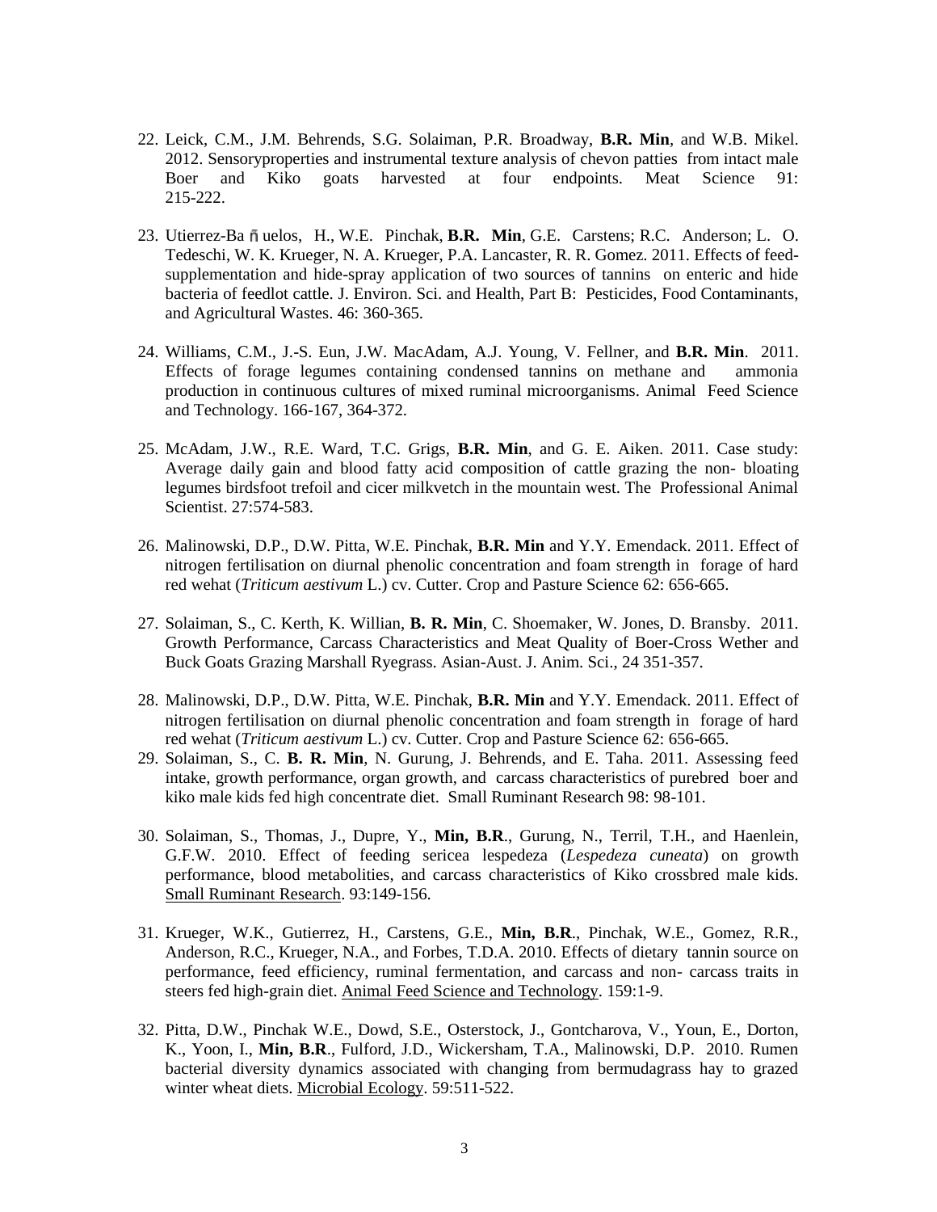22. Leick, C.M., J.M. Behrends, S.G. Solaiman, P.R. Broadway, **B.R. Min**, and W.B. Mikel. 2012. Sensoryproperties and instrumental texture analysis of chevon patties from intact male Boer and Kiko goats harvested at four endpoints. Meat Science 91: 215-222.

23. Utierrez-Ba ñ uelos, H., W.E. Pinchak, **B.R. Min**, G.E. Carstens; R.C. Anderson; L. O. Tedeschi, W. K. Krueger, N. A. Krueger, P.A. Lancaster, R. R. Gomez. 2011. Effects of feed-supplementation and hide-spray application of two sources of tannins on enteric and hide bacteria of feedlot cattle. J. Environ. Sci. and Health, Part B: Pesticides, Food Contaminants, and Agricultural Wastes. 46: 360-365.

24. Williams, C.M., J.-S. Eun, J.W. MacAdam, A.J. Young, V. Fellner, and **B.R. Min**. 2011. Effects of forage legumes containing condensed tannins on methane and ammonia production in continuous cultures of mixed ruminal microorganisms. Animal Feed Science and Technology. 166-167, 364-372.

25. McAdam, J.W., R.E. Ward, T.C. Grigs, **B.R. Min**, and G. E. Aiken. 2011. Case study: Average daily gain and blood fatty acid composition of cattle grazing the non- bloating legumes birdsfoot trefoil and cicer milkvetch in the mountain west. The Professional Animal Scientist. 27:574-583.

26. Malinowski, D.P., D.W. Pitta, W.E. Pinchak, **B.R. Min** and Y.Y. Emendack. 2011. Effect of nitrogen fertilisation on diurnal phenolic concentration and foam strength in forage of hard red wehat (*Triticum aestivum* L.) cv. Cutter. Crop and Pasture Science 62: 656-665.

27. Solaiman, S., C. Kerth, K. Willian, **B. R. Min**, C. Shoemaker, W. Jones, D. Bransby. 2011. Growth Performance, Carcass Characteristics and Meat Quality of Boer-Cross Wether and Buck Goats Grazing Marshall Ryegrass. Asian-Aust. J. Anim. Sci., 24 351-357.

28. Malinowski, D.P., D.W. Pitta, W.E. Pinchak, **B.R. Min** and Y.Y. Emendack. 2011. Effect of nitrogen fertilisation on diurnal phenolic concentration and foam strength in forage of hard red wehat (*Triticum aestivum* L.) cv. Cutter. Crop and Pasture Science 62: 656-665.

29. Solaiman, S., C. **B. R. Min**, N. Gurung, J. Behrends, and E. Taha. 2011. Assessing feed intake, growth performance, organ growth, and carcass characteristics of purebred boer and kiko male kids fed high concentrate diet. Small Ruminant Research 98: 98-101.

30. Solaiman, S., Thomas, J., Dupre, Y., **Min, B.R**., Gurung, N., Terril, T.H., and Haenlein, G.F.W. 2010. Effect of feeding sericea lespedeza (*Lespedeza cuneata*) on growth performance, blood metabolities, and carcass characteristics of Kiko crossbred male kids. Small Ruminant Research. 93:149-156.

31. Krueger, W.K., Gutierrez, H., Carstens, G.E., **Min, B.R**., Pinchak, W.E., Gomez, R.R., Anderson, R.C., Krueger, N.A., and Forbes, T.D.A. 2010. Effects of dietary tannin source on performance, feed efficiency, ruminal fermentation, and carcass and non- carcass traits in steers fed high-grain diet. Animal Feed Science and Technology. 159:1-9.

32. Pitta, D.W., Pinchak W.E., Dowd, S.E., Osterstock, J., Gontcharova, V., Youn, E., Dorton, K., Yoon, I., **Min, B.R**., Fulford, J.D., Wickersham, T.A., Malinowski, D.P. 2010. Rumen bacterial diversity dynamics associated with changing from bermudagrass hay to grazed winter wheat diets. Microbial Ecology. 59:511-522.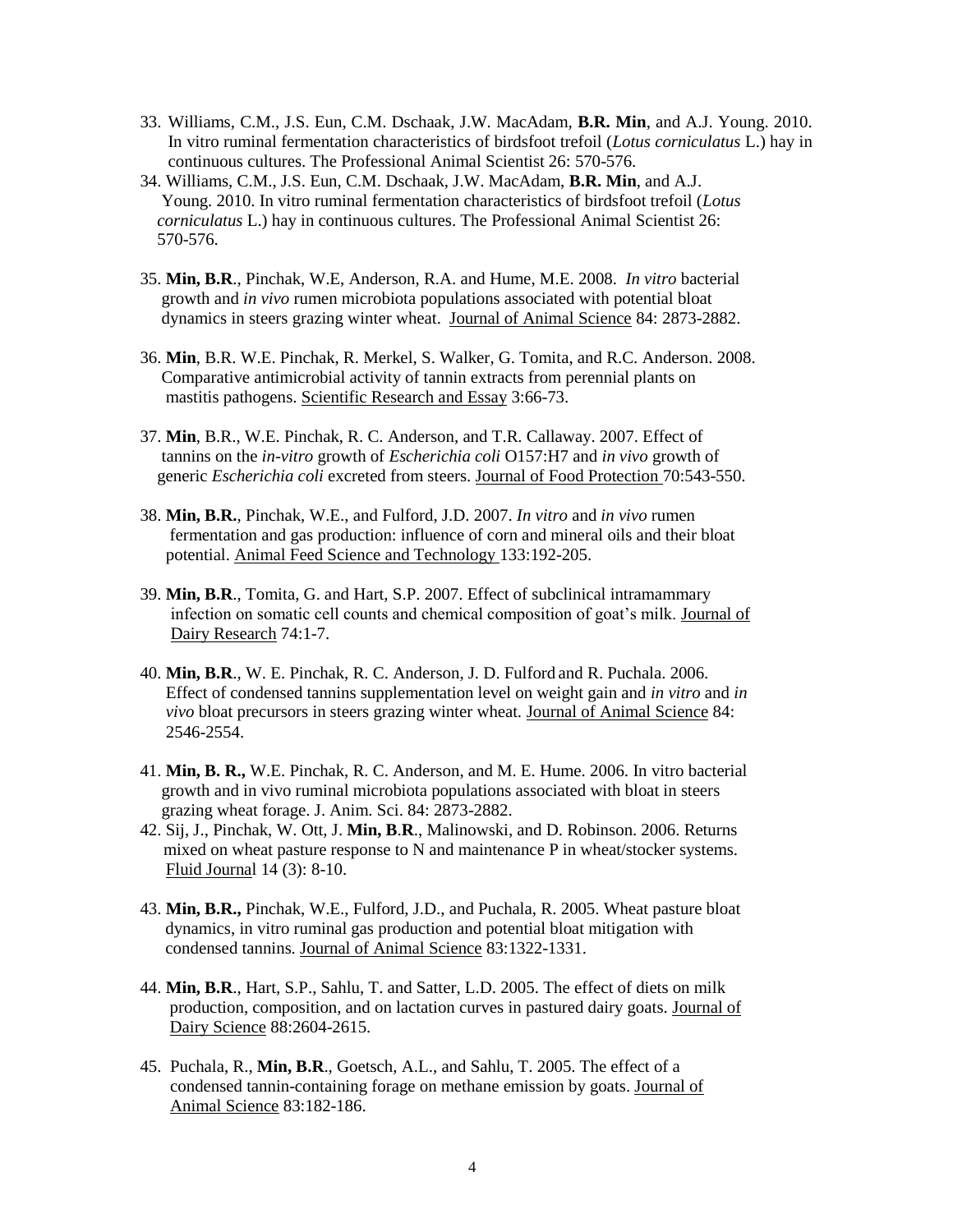33. Williams, C.M., J.S. Eun, C.M. Dschaak, J.W. MacAdam, **B.R. Min**, and A.J. Young. 2010. In vitro ruminal fermentation characteristics of birdsfoot trefoil (*Lotus corniculatus* L.) hay in continuous cultures. The Professional Animal Scientist 26: 570-576.
34. Williams, C.M., J.S. Eun, C.M. Dschaak, J.W. MacAdam, **B.R. Min**, and A.J. Young. 2010. In vitro ruminal fermentation characteristics of birdsfoot trefoil (*Lotus corniculatus* L.) hay in continuous cultures. The Professional Animal Scientist 26: 570-576.

35. **Min, B.R**., Pinchak, W.E, Anderson, R.A. and Hume, M.E. 2008. *In vitro* bacterial growth and *in vivo* rumen microbiota populations associated with potential bloat dynamics in steers grazing winter wheat. Journal of Animal Science 84: 2873-2882.

36. **Min**, B.R. W.E. Pinchak, R. Merkel, S. Walker, G. Tomita, and R.C. Anderson. 2008. Comparative antimicrobial activity of tannin extracts from perennial plants on mastitis pathogens. Scientific Research and Essay 3:66-73.

37. **Min**, B.R., W.E. Pinchak, R. C. Anderson, and T.R. Callaway. 2007. Effect of tannins on the *in-vitro* growth of *Escherichia coli* O157:H7 and *in vivo* growth of generic *Escherichia coli* excreted from steers. Journal of Food Protection 70:543-550.

38. **Min, B.R.**, Pinchak, W.E., and Fulford, J.D. 2007. *In vitro* and *in vivo* rumen fermentation and gas production: influence of corn and mineral oils and their bloat potential. Animal Feed Science and Technology 133:192-205.

39. **Min, B.R**., Tomita, G. and Hart, S.P. 2007. Effect of subclinical intramammary infection on somatic cell counts and chemical composition of goat's milk. Journal of Dairy Research 74:1-7.

40. **Min, B.R**., W. E. Pinchak, R. C. Anderson, J. D. Fulford and R. Puchala. 2006. Effect of condensed tannins supplementation level on weight gain and *in vitro* and *in vivo* bloat precursors in steers grazing winter wheat. Journal of Animal Science 84: 2546-2554.

41. **Min, B. R.,** W.E. Pinchak, R. C. Anderson, and M. E. Hume. 2006. In vitro bacterial growth and in vivo ruminal microbiota populations associated with bloat in steers grazing wheat forage. J. Anim. Sci. 84: 2873-2882.
42. Sij, J., Pinchak, W. Ott, J. **Min, B**.**R**., Malinowski, and D. Robinson. 2006. Returns mixed on wheat pasture response to N and maintenance P in wheat/stocker systems. Fluid Journal 14 (3): 8-10.

43. **Min, B.R.,** Pinchak, W.E., Fulford, J.D., and Puchala, R. 2005. Wheat pasture bloat dynamics, in vitro ruminal gas production and potential bloat mitigation with condensed tannins. Journal of Animal Science 83:1322-1331.

44. **Min, B.R**., Hart, S.P., Sahlu, T. and Satter, L.D. 2005. The effect of diets on milk production, composition, and on lactation curves in pastured dairy goats. Journal of Dairy Science 88:2604-2615.

45. Puchala, R., **Min, B.R**., Goetsch, A.L., and Sahlu, T. 2005. The effect of a condensed tannin-containing forage on methane emission by goats. Journal of Animal Science 83:182-186.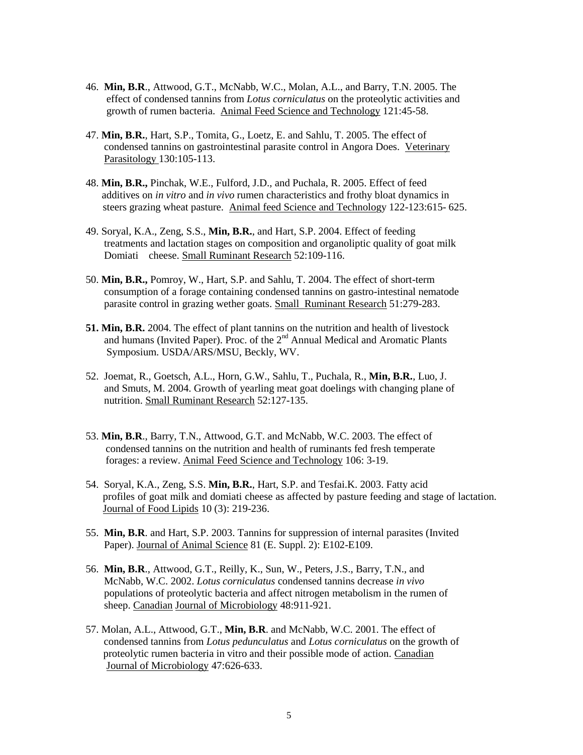46. **Min, B.R**., Attwood, G.T., McNabb, W.C., Molan, A.L., and Barry, T.N. 2005. The effect of condensed tannins from *Lotus corniculatus* on the proteolytic activities and growth of rumen bacteria. Animal Feed Science and Technology 121:45-58.

47. **Min, B.R.**, Hart, S.P., Tomita, G., Loetz, E. and Sahlu, T. 2005. The effect of condensed tannins on gastrointestinal parasite control in Angora Does. Veterinary Parasitology 130:105-113.

48. **Min, B.R.,** Pinchak, W.E., Fulford, J.D., and Puchala, R. 2005. Effect of feed additives on *in vitro* and *in vivo* rumen characteristics and frothy bloat dynamics in steers grazing wheat pasture. Animal feed Science and Technology 122-123:615- 625.

49. Soryal, K.A., Zeng, S.S., **Min, B.R.**, and Hart, S.P. 2004. Effect of feeding treatments and lactation stages on composition and organoliptic quality of goat milk Domiati cheese. Small Ruminant Research 52:109-116.

50. **Min, B.R.,** Pomroy, W., Hart, S.P. and Sahlu, T. 2004. The effect of short-term consumption of a forage containing condensed tannins on gastro-intestinal nematode parasite control in grazing wether goats. Small Ruminant Research 51:279-283.

**51. Min, B.R.** 2004. The effect of plant tannins on the nutrition and health of livestock and humans (Invited Paper). Proc. of the 2nd Annual Medical and Aromatic Plants Symposium. USDA/ARS/MSU, Beckly, WV.

52. Joemat, R., Goetsch, A.L., Horn, G.W., Sahlu, T., Puchala, R., **Min, B.R.**, Luo, J. and Smuts, M. 2004. Growth of yearling meat goat doelings with changing plane of nutrition. Small Ruminant Research 52:127-135.

53. **Min, B.R**., Barry, T.N., Attwood, G.T. and McNabb, W.C. 2003. The effect of condensed tannins on the nutrition and health of ruminants fed fresh temperate forages: a review. Animal Feed Science and Technology 106: 3-19.

54. Soryal, K.A., Zeng, S.S. **Min, B.R.**, Hart, S.P. and Tesfai.K. 2003. Fatty acid profiles of goat milk and domiati cheese as affected by pasture feeding and stage of lactation. Journal of Food Lipids 10 (3): 219-236.

55. **Min, B.R**. and Hart, S.P. 2003. Tannins for suppression of internal parasites (Invited Paper). Journal of Animal Science 81 (E. Suppl. 2): E102-E109.

56. **Min, B.R**., Attwood, G.T., Reilly, K., Sun, W., Peters, J.S., Barry, T.N., and McNabb, W.C. 2002. *Lotus corniculatus* condensed tannins decrease *in vivo* populations of proteolytic bacteria and affect nitrogen metabolism in the rumen of sheep. Canadian Journal of Microbiology 48:911-921.

57. Molan, A.L., Attwood, G.T., **Min, B.R**. and McNabb, W.C. 2001. The effect of condensed tannins from *Lotus pedunculatus* and *Lotus corniculatus* on the growth of proteolytic rumen bacteria in vitro and their possible mode of action. Canadian Journal of Microbiology 47:626-633.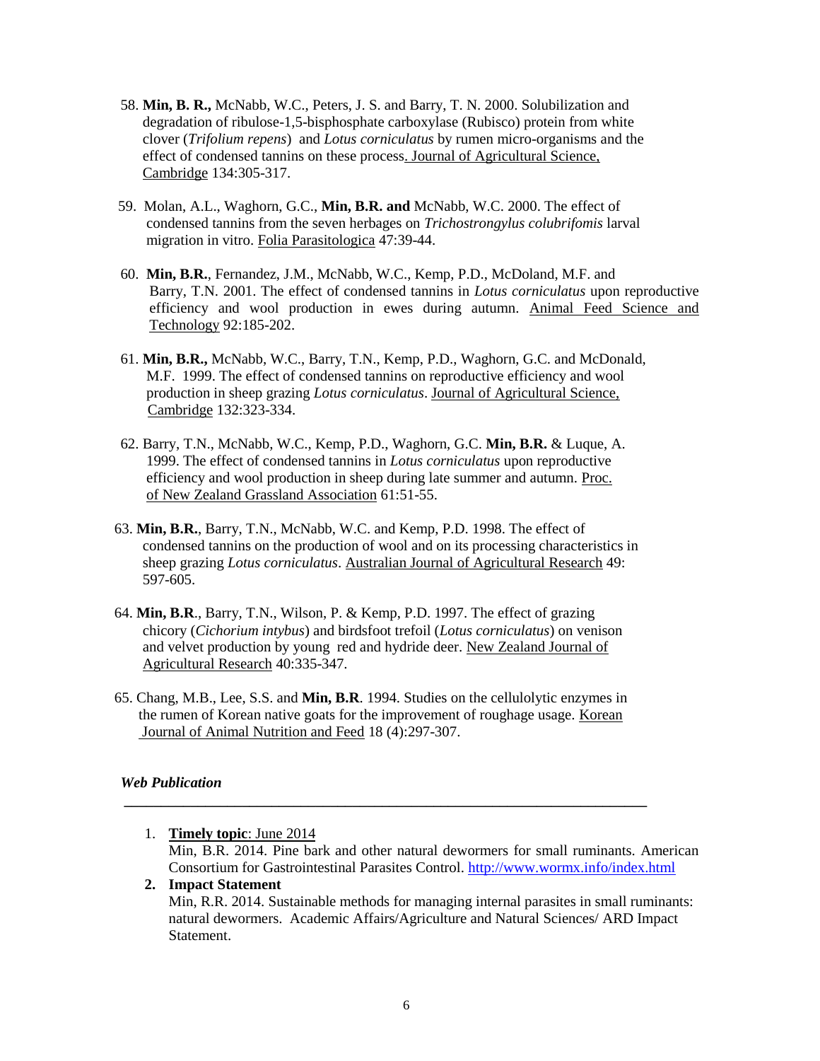58. **Min, B. R.,** McNabb, W.C., Peters, J. S. and Barry, T. N. 2000. Solubilization and degradation of ribulose-1,5-bisphosphate carboxylase (Rubisco) protein from white clover (*Trifolium repens*) and *Lotus corniculatus* by rumen micro-organisms and the effect of condensed tannins on these process. Journal of Agricultural Science, Cambridge 134:305-317.

59. Molan, A.L., Waghorn, G.C., **Min, B.R. and** McNabb, W.C. 2000. The effect of condensed tannins from the seven herbages on *Trichostrongylus colubrifomis* larval migration in vitro. Folia Parasitologica 47:39-44.

60. **Min, B.R.**, Fernandez, J.M., McNabb, W.C., Kemp, P.D., McDoland, M.F. and Barry, T.N. 2001. The effect of condensed tannins in *Lotus corniculatus* upon reproductive efficiency and wool production in ewes during autumn. Animal Feed Science and Technology 92:185-202.

61. **Min, B.R.,** McNabb, W.C., Barry, T.N., Kemp, P.D., Waghorn, G.C. and McDonald, M.F. 1999. The effect of condensed tannins on reproductive efficiency and wool production in sheep grazing *Lotus corniculatus*. Journal of Agricultural Science, Cambridge 132:323-334.

62. Barry, T.N., McNabb, W.C., Kemp, P.D., Waghorn, G.C. **Min, B.R.** & Luque, A. 1999. The effect of condensed tannins in *Lotus corniculatus* upon reproductive efficiency and wool production in sheep during late summer and autumn. Proc. of New Zealand Grassland Association 61:51-55.

63. **Min, B.R.**, Barry, T.N., McNabb, W.C. and Kemp, P.D. 1998. The effect of condensed tannins on the production of wool and on its processing characteristics in sheep grazing *Lotus corniculatus*. Australian Journal of Agricultural Research 49: 597-605.

64. **Min, B.R**., Barry, T.N., Wilson, P. & Kemp, P.D. 1997. The effect of grazing chicory (*Cichorium intybus*) and birdsfoot trefoil (*Lotus corniculatus*) on venison and velvet production by young red and hydride deer. New Zealand Journal of Agricultural Research 40:335-347.

65. Chang, M.B., Lee, S.S. and **Min, B.R**. 1994. Studies on the cellulolytic enzymes in the rumen of Korean native goats for the improvement of roughage usage. Korean Journal of Animal Nutrition and Feed 18 (4):297-307.

***Web Publication***

1. **Timely topic**: June 2014
   Min, B.R. 2014. Pine bark and other natural dewormers for small ruminants. American Consortium for Gastrointestinal Parasites Control. http://www.wormx.info/index.html
2. **Impact Statement**
   Min, R.R. 2014. Sustainable methods for managing internal parasites in small ruminants: natural dewormers. Academic Affairs/Agriculture and Natural Sciences/ ARD Impact Statement.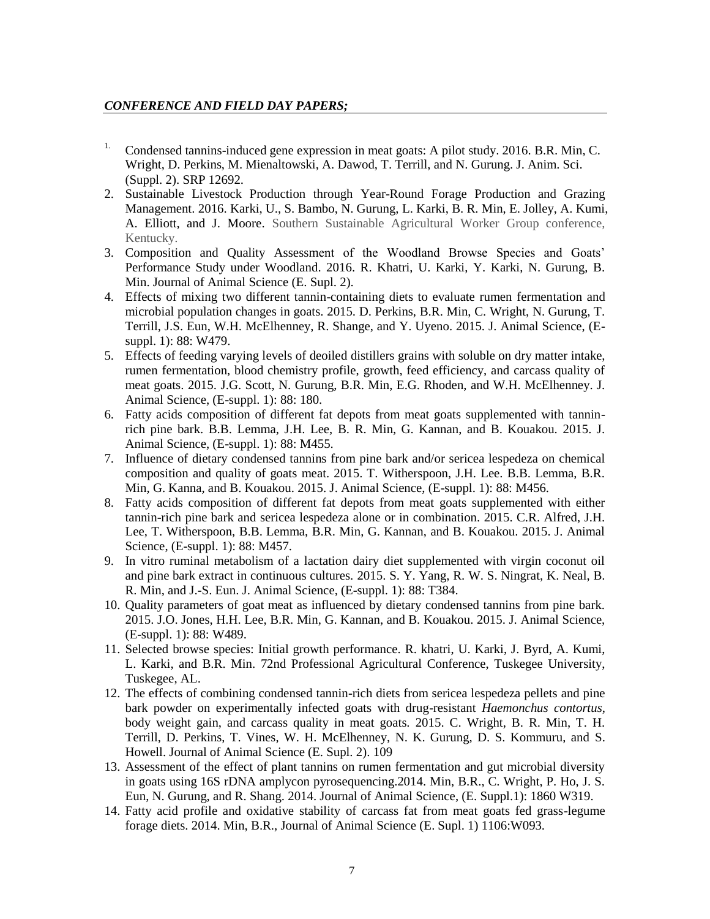***CONFERENCE AND FIELD DAY PAPERS;***

1. Condensed tannins-induced gene expression in meat goats: A pilot study. 2016. B.R. Min, C. Wright, D. Perkins, M. Mienaltowski, A. Dawod, T. Terrill, and N. Gurung. J. Anim. Sci. (Suppl. 2). SRP 12692.
2. Sustainable Livestock Production through Year-Round Forage Production and Grazing Management. 2016. Karki, U., S. Bambo, N. Gurung, L. Karki, B. R. Min, E. Jolley, A. Kumi, A. Elliott, and J. Moore. Southern Sustainable Agricultural Worker Group conference, Kentucky.
3. Composition and Quality Assessment of the Woodland Browse Species and Goats' Performance Study under Woodland. 2016. R. Khatri, U. Karki, Y. Karki, N. Gurung, B. Min. Journal of Animal Science (E. Supl. 2).
4. Effects of mixing two different tannin-containing diets to evaluate rumen fermentation and microbial population changes in goats. 2015. D. Perkins, B.R. Min, C. Wright, N. Gurung, T. Terrill, J.S. Eun, W.H. McElhenney, R. Shange, and Y. Uyeno. 2015. J. Animal Science, (E-suppl. 1): 88: W479.
5. Effects of feeding varying levels of deoiled distillers grains with soluble on dry matter intake, rumen fermentation, blood chemistry profile, growth, feed efficiency, and carcass quality of meat goats. 2015. J.G. Scott, N. Gurung, B.R. Min, E.G. Rhoden, and W.H. McElhenney. J. Animal Science, (E-suppl. 1): 88: 180.
6. Fatty acids composition of different fat depots from meat goats supplemented with tannin-rich pine bark. B.B. Lemma, J.H. Lee, B. R. Min, G. Kannan, and B. Kouakou. 2015. J. Animal Science, (E-suppl. 1): 88: M455.
7. Influence of dietary condensed tannins from pine bark and/or sericea lespedeza on chemical composition and quality of goats meat. 2015. T. Witherspoon, J.H. Lee. B.B. Lemma, B.R. Min, G. Kanna, and B. Kouakou. 2015. J. Animal Science, (E-suppl. 1): 88: M456.
8. Fatty acids composition of different fat depots from meat goats supplemented with either tannin-rich pine bark and sericea lespedeza alone or in combination. 2015. C.R. Alfred, J.H. Lee, T. Witherspoon, B.B. Lemma, B.R. Min, G. Kannan, and B. Kouakou. 2015. J. Animal Science, (E-suppl. 1): 88: M457.
9. In vitro ruminal metabolism of a lactation dairy diet supplemented with virgin coconut oil and pine bark extract in continuous cultures. 2015. S. Y. Yang, R. W. S. Ningrat, K. Neal, B. R. Min, and J.-S. Eun. J. Animal Science, (E-suppl. 1): 88: T384.
10. Quality parameters of goat meat as influenced by dietary condensed tannins from pine bark. 2015. J.O. Jones, H.H. Lee, B.R. Min, G. Kannan, and B. Kouakou. 2015. J. Animal Science, (E-suppl. 1): 88: W489.
11. Selected browse species: Initial growth performance. R. khatri, U. Karki, J. Byrd, A. Kumi, L. Karki, and B.R. Min. 72nd Professional Agricultural Conference, Tuskegee University, Tuskegee, AL.
12. The effects of combining condensed tannin-rich diets from sericea lespedeza pellets and pine bark powder on experimentally infected goats with drug-resistant *Haemonchus contortus*, body weight gain, and carcass quality in meat goats. 2015. C. Wright, B. R. Min, T. H. Terrill, D. Perkins, T. Vines, W. H. McElhenney, N. K. Gurung, D. S. Kommuru, and S. Howell. Journal of Animal Science (E. Supl. 2). 109
13. Assessment of the effect of plant tannins on rumen fermentation and gut microbial diversity in goats using 16S rDNA amplycon pyrosequencing.2014. Min, B.R., C. Wright, P. Ho, J. S. Eun, N. Gurung, and R. Shang. 2014. Journal of Animal Science, (E. Suppl.1): 1860 W319.
14. Fatty acid profile and oxidative stability of carcass fat from meat goats fed grass-legume forage diets. 2014. Min, B.R., Journal of Animal Science (E. Supl. 1) 1106:W093.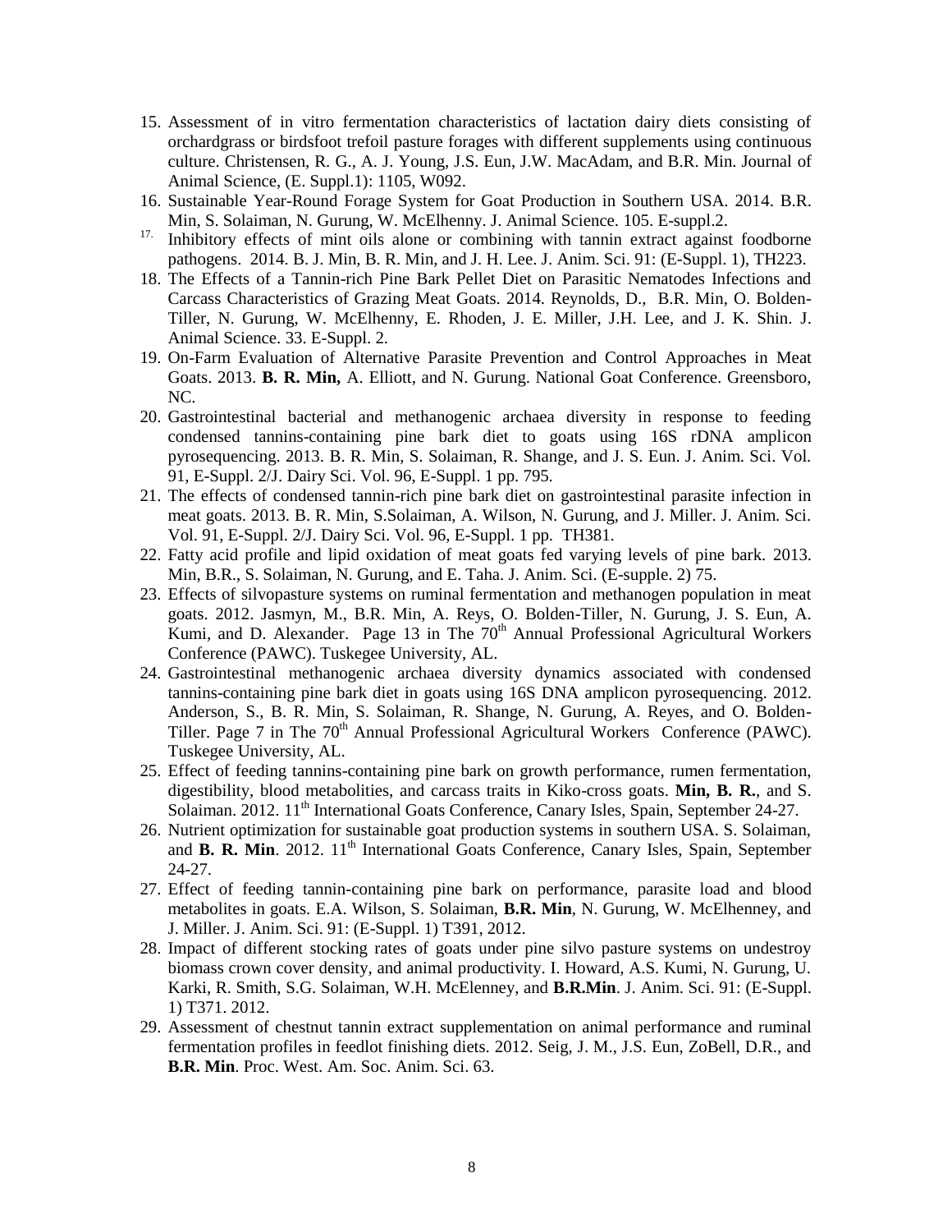15. Assessment of in vitro fermentation characteristics of lactation dairy diets consisting of orchardgrass or birdsfoot trefoil pasture forages with different supplements using continuous culture. Christensen, R. G., A. J. Young, J.S. Eun, J.W. MacAdam, and B.R. Min. Journal of Animal Science, (E. Suppl.1): 1105, W092.
16. Sustainable Year-Round Forage System for Goat Production in Southern USA. 2014. B.R. Min, S. Solaiman, N. Gurung, W. McElhenny. J. Animal Science. 105. E-suppl.2.
17. Inhibitory effects of mint oils alone or combining with tannin extract against foodborne pathogens. 2014. B. J. Min, B. R. Min, and J. H. Lee. J. Anim. Sci. 91: (E-Suppl. 1), TH223.
18. The Effects of a Tannin-rich Pine Bark Pellet Diet on Parasitic Nematodes Infections and Carcass Characteristics of Grazing Meat Goats. 2014. Reynolds, D., B.R. Min, O. Bolden-Tiller, N. Gurung, W. McElhenny, E. Rhoden, J. E. Miller, J.H. Lee, and J. K. Shin. J. Animal Science. 33. E-Suppl. 2.
19. On-Farm Evaluation of Alternative Parasite Prevention and Control Approaches in Meat Goats. 2013. **B. R. Min,** A. Elliott, and N. Gurung. National Goat Conference. Greensboro, NC.
20. Gastrointestinal bacterial and methanogenic archaea diversity in response to feeding condensed tannins-containing pine bark diet to goats using 16S rDNA amplicon pyrosequencing. 2013. B. R. Min, S. Solaiman, R. Shange, and J. S. Eun. J. Anim. Sci. Vol. 91, E-Suppl. 2/J. Dairy Sci. Vol. 96, E-Suppl. 1 pp. 795.
21. The effects of condensed tannin-rich pine bark diet on gastrointestinal parasite infection in meat goats. 2013. B. R. Min, S.Solaiman, A. Wilson, N. Gurung, and J. Miller. J. Anim. Sci. Vol. 91, E-Suppl. 2/J. Dairy Sci. Vol. 96, E-Suppl. 1 pp. TH381.
22. Fatty acid profile and lipid oxidation of meat goats fed varying levels of pine bark. 2013. Min, B.R., S. Solaiman, N. Gurung, and E. Taha. J. Anim. Sci. (E-supple. 2) 75.
23. Effects of silvopasture systems on ruminal fermentation and methanogen population in meat goats. 2012. Jasmyn, M., B.R. Min, A. Reys, O. Bolden-Tiller, N. Gurung, J. S. Eun, A. Kumi, and D. Alexander. Page 13 in The 70th Annual Professional Agricultural Workers Conference (PAWC). Tuskegee University, AL.
24. Gastrointestinal methanogenic archaea diversity dynamics associated with condensed tannins-containing pine bark diet in goats using 16S DNA amplicon pyrosequencing. 2012. Anderson, S., B. R. Min, S. Solaiman, R. Shange, N. Gurung, A. Reyes, and O. Bolden-Tiller. Page 7 in The 70th Annual Professional Agricultural Workers Conference (PAWC). Tuskegee University, AL.
25. Effect of feeding tannins-containing pine bark on growth performance, rumen fermentation, digestibility, blood metabolities, and carcass traits in Kiko-cross goats. **Min, B. R.**, and S. Solaiman. 2012. 11th International Goats Conference, Canary Isles, Spain, September 24-27.
26. Nutrient optimization for sustainable goat production systems in southern USA. S. Solaiman, and **B. R. Min**. 2012. 11th International Goats Conference, Canary Isles, Spain, September 24-27.
27. Effect of feeding tannin-containing pine bark on performance, parasite load and blood metabolites in goats. E.A. Wilson, S. Solaiman, **B.R. Min**, N. Gurung, W. McElhenney, and J. Miller. J. Anim. Sci. 91: (E-Suppl. 1) T391, 2012.
28. Impact of different stocking rates of goats under pine silvo pasture systems on undestroy biomass crown cover density, and animal productivity. I. Howard, A.S. Kumi, N. Gurung, U. Karki, R. Smith, S.G. Solaiman, W.H. McElenney, and **B.R.Min**. J. Anim. Sci. 91: (E-Suppl. 1) T371. 2012.
29. Assessment of chestnut tannin extract supplementation on animal performance and ruminal fermentation profiles in feedlot finishing diets. 2012. Seig, J. M., J.S. Eun, ZoBell, D.R., and **B.R. Min**. Proc. West. Am. Soc. Anim. Sci. 63.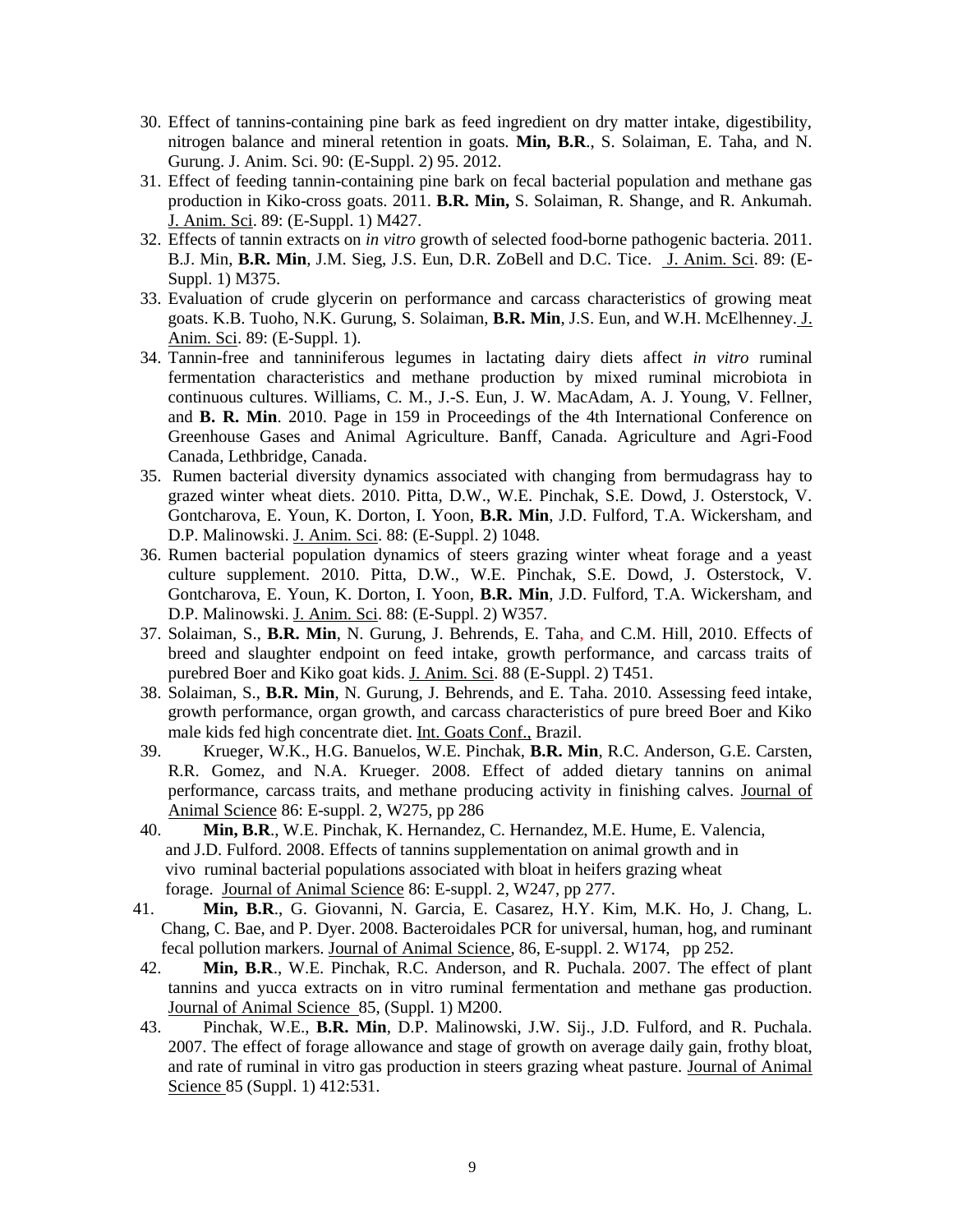30. Effect of tannins-containing pine bark as feed ingredient on dry matter intake, digestibility, nitrogen balance and mineral retention in goats. **Min, B.R**., S. Solaiman, E. Taha, and N. Gurung. J. Anim. Sci. 90: (E-Suppl. 2) 95. 2012.
31. Effect of feeding tannin-containing pine bark on fecal bacterial population and methane gas production in Kiko-cross goats. 2011. **B.R. Min,** S. Solaiman, R. Shange, and R. Ankumah. J. Anim. Sci. 89: (E-Suppl. 1) M427.
32. Effects of tannin extracts on *in vitro* growth of selected food-borne pathogenic bacteria. 2011. B.J. Min, **B.R. Min**, J.M. Sieg, J.S. Eun, D.R. ZoBell and D.C. Tice. J. Anim. Sci. 89: (E-Suppl. 1) M375.
33. Evaluation of crude glycerin on performance and carcass characteristics of growing meat goats. K.B. Tuoho, N.K. Gurung, S. Solaiman, **B.R. Min**, J.S. Eun, and W.H. McElhenney. J. Anim. Sci. 89: (E-Suppl. 1).
34. Tannin-free and tanniniferous legumes in lactating dairy diets affect *in vitro* ruminal fermentation characteristics and methane production by mixed ruminal microbiota in continuous cultures. Williams, C. M., J.-S. Eun, J. W. MacAdam, A. J. Young, V. Fellner, and **B. R. Min**. 2010. Page in 159 in Proceedings of the 4th International Conference on Greenhouse Gases and Animal Agriculture. Banff, Canada. Agriculture and Agri-Food Canada, Lethbridge, Canada.
35. Rumen bacterial diversity dynamics associated with changing from bermudagrass hay to grazed winter wheat diets. 2010. Pitta, D.W., W.E. Pinchak, S.E. Dowd, J. Osterstock, V. Gontcharova, E. Youn, K. Dorton, I. Yoon, **B.R. Min**, J.D. Fulford, T.A. Wickersham, and D.P. Malinowski. J. Anim. Sci. 88: (E-Suppl. 2) 1048.
36. Rumen bacterial population dynamics of steers grazing winter wheat forage and a yeast culture supplement. 2010. Pitta, D.W., W.E. Pinchak, S.E. Dowd, J. Osterstock, V. Gontcharova, E. Youn, K. Dorton, I. Yoon, **B.R. Min**, J.D. Fulford, T.A. Wickersham, and D.P. Malinowski. J. Anim. Sci. 88: (E-Suppl. 2) W357.
37. Solaiman, S., **B.R. Min**, N. Gurung, J. Behrends, E. Taha, and C.M. Hill, 2010. Effects of breed and slaughter endpoint on feed intake, growth performance, and carcass traits of purebred Boer and Kiko goat kids. J. Anim. Sci. 88 (E-Suppl. 2) T451.
38. Solaiman, S., **B.R. Min**, N. Gurung, J. Behrends, and E. Taha. 2010. Assessing feed intake, growth performance, organ growth, and carcass characteristics of pure breed Boer and Kiko male kids fed high concentrate diet. Int. Goats Conf., Brazil.
39. Krueger, W.K., H.G. Banuelos, W.E. Pinchak, **B.R. Min**, R.C. Anderson, G.E. Carsten, R.R. Gomez, and N.A. Krueger. 2008. Effect of added dietary tannins on animal performance, carcass traits, and methane producing activity in finishing calves. Journal of Animal Science 86: E-suppl. 2, W275, pp 286
40. **Min, B.R**., W.E. Pinchak, K. Hernandez, C. Hernandez, M.E. Hume, E. Valencia, and J.D. Fulford. 2008. Effects of tannins supplementation on animal growth and in vivo ruminal bacterial populations associated with bloat in heifers grazing wheat forage. Journal of Animal Science 86: E-suppl. 2, W247, pp 277.
41. **Min, B.R**., G. Giovanni, N. Garcia, E. Casarez, H.Y. Kim, M.K. Ho, J. Chang, L. Chang, C. Bae, and P. Dyer. 2008. Bacteroidales PCR for universal, human, hog, and ruminant fecal pollution markers. Journal of Animal Science, 86, E-suppl. 2. W174, pp 252.
42. **Min, B.R**., W.E. Pinchak, R.C. Anderson, and R. Puchala. 2007. The effect of plant tannins and yucca extracts on in vitro ruminal fermentation and methane gas production. Journal of Animal Science 85, (Suppl. 1) M200.
43. Pinchak, W.E., **B.R. Min**, D.P. Malinowski, J.W. Sij., J.D. Fulford, and R. Puchala. 2007. The effect of forage allowance and stage of growth on average daily gain, frothy bloat, and rate of ruminal in vitro gas production in steers grazing wheat pasture. Journal of Animal Science 85 (Suppl. 1) 412:531.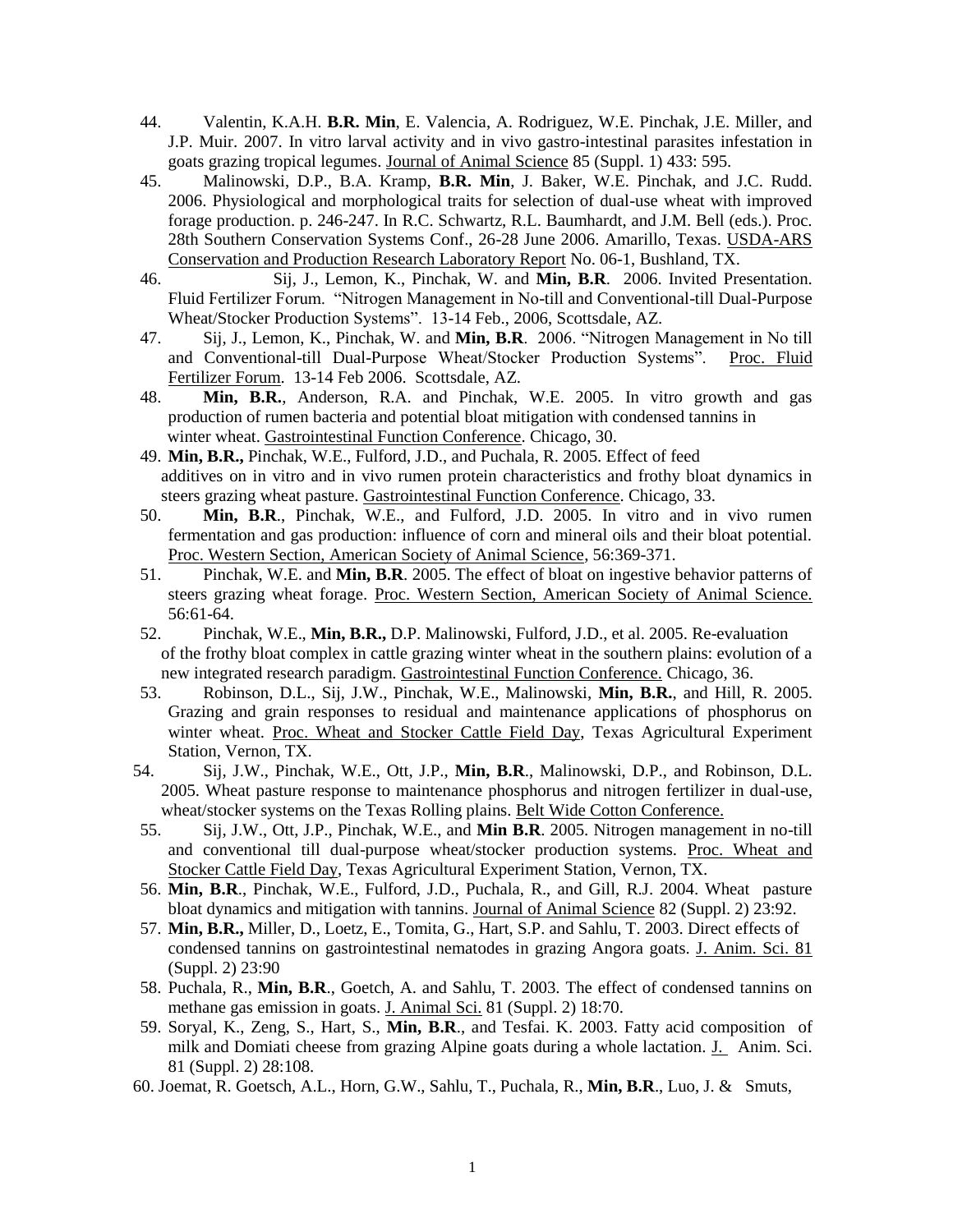44. Valentin, K.A.H. **B.R. Min**, E. Valencia, A. Rodriguez, W.E. Pinchak, J.E. Miller, and J.P. Muir. 2007. In vitro larval activity and in vivo gastro-intestinal parasites infestation in goats grazing tropical legumes. Journal of Animal Science 85 (Suppl. 1) 433: 595.

45. Malinowski, D.P., B.A. Kramp, **B.R. Min**, J. Baker, W.E. Pinchak, and J.C. Rudd. 2006. Physiological and morphological traits for selection of dual-use wheat with improved forage production. p. 246-247. In R.C. Schwartz, R.L. Baumhardt, and J.M. Bell (eds.). Proc. 28th Southern Conservation Systems Conf., 26-28 June 2006. Amarillo, Texas. USDA-ARS Conservation and Production Research Laboratory Report No. 06-1, Bushland, TX.

46. Sij, J., Lemon, K., Pinchak, W. and **Min, B.R**. 2006. Invited Presentation. Fluid Fertilizer Forum. "Nitrogen Management in No-till and Conventional-till Dual-Purpose Wheat/Stocker Production Systems". 13-14 Feb., 2006, Scottsdale, AZ.

47. Sij, J., Lemon, K., Pinchak, W. and **Min, B.R**. 2006. "Nitrogen Management in No till and Conventional-till Dual-Purpose Wheat/Stocker Production Systems". Proc. Fluid Fertilizer Forum. 13-14 Feb 2006. Scottsdale, AZ.

48. **Min, B.R.**, Anderson, R.A. and Pinchak, W.E. 2005. In vitro growth and gas production of rumen bacteria and potential bloat mitigation with condensed tannins in winter wheat. Gastrointestinal Function Conference. Chicago, 30.

49. **Min, B.R.,** Pinchak, W.E., Fulford, J.D., and Puchala, R. 2005. Effect of feed additives on in vitro and in vivo rumen protein characteristics and frothy bloat dynamics in steers grazing wheat pasture. Gastrointestinal Function Conference. Chicago, 33.

50. **Min, B.R**., Pinchak, W.E., and Fulford, J.D. 2005. In vitro and in vivo rumen fermentation and gas production: influence of corn and mineral oils and their bloat potential. Proc. Western Section, American Society of Animal Science, 56:369-371.

51. Pinchak, W.E. and **Min, B.R**. 2005. The effect of bloat on ingestive behavior patterns of steers grazing wheat forage. Proc. Western Section, American Society of Animal Science. 56:61-64.

52. Pinchak, W.E., **Min, B.R.,** D.P. Malinowski, Fulford, J.D., et al. 2005. Re-evaluation of the frothy bloat complex in cattle grazing winter wheat in the southern plains: evolution of a new integrated research paradigm. Gastrointestinal Function Conference. Chicago, 36.

53. Robinson, D.L., Sij, J.W., Pinchak, W.E., Malinowski, **Min, B.R.**, and Hill, R. 2005. Grazing and grain responses to residual and maintenance applications of phosphorus on winter wheat. Proc. Wheat and Stocker Cattle Field Day, Texas Agricultural Experiment Station, Vernon, TX.

54. Sij, J.W., Pinchak, W.E., Ott, J.P., **Min, B.R**., Malinowski, D.P., and Robinson, D.L. 2005. Wheat pasture response to maintenance phosphorus and nitrogen fertilizer in dual-use, wheat/stocker systems on the Texas Rolling plains. Belt Wide Cotton Conference.

55. Sij, J.W., Ott, J.P., Pinchak, W.E., and **Min B.R**. 2005. Nitrogen management in no-till and conventional till dual-purpose wheat/stocker production systems. Proc. Wheat and Stocker Cattle Field Day, Texas Agricultural Experiment Station, Vernon, TX.

56. **Min, B.R**., Pinchak, W.E., Fulford, J.D., Puchala, R., and Gill, R.J. 2004. Wheat pasture bloat dynamics and mitigation with tannins. Journal of Animal Science 82 (Suppl. 2) 23:92.

57. **Min, B.R.,** Miller, D., Loetz, E., Tomita, G., Hart, S.P. and Sahlu, T. 2003. Direct effects of condensed tannins on gastrointestinal nematodes in grazing Angora goats. J. Anim. Sci. 81 (Suppl. 2) 23:90

58. Puchala, R., **Min, B.R**., Goetch, A. and Sahlu, T. 2003. The effect of condensed tannins on methane gas emission in goats. J. Animal Sci. 81 (Suppl. 2) 18:70.

59. Soryal, K., Zeng, S., Hart, S., **Min, B.R**., and Tesfai. K. 2003. Fatty acid composition of milk and Domiati cheese from grazing Alpine goats during a whole lactation. J. Anim. Sci. 81 (Suppl. 2) 28:108.

60. Joemat, R. Goetsch, A.L., Horn, G.W., Sahlu, T., Puchala, R., **Min, B.R**., Luo, J. & Smuts,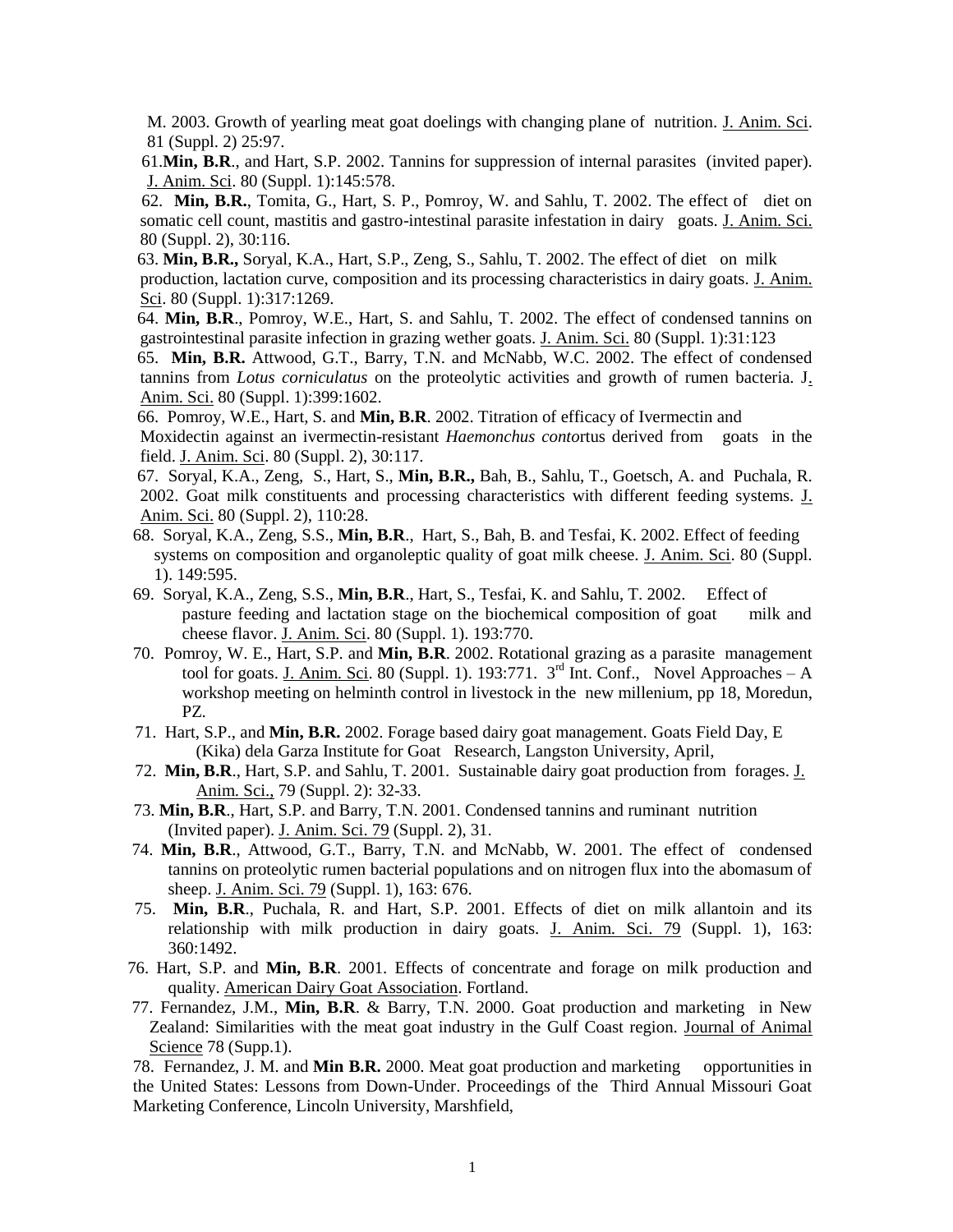M. 2003. Growth of yearling meat goat doelings with changing plane of nutrition. J. Anim. Sci. 81 (Suppl. 2) 25:97.

61. **Min, B.R**., and Hart, S.P. 2002. Tannins for suppression of internal parasites (invited paper). J. Anim. Sci. 80 (Suppl. 1):145:578.

62. **Min, B.R.**, Tomita, G., Hart, S. P., Pomroy, W. and Sahlu, T. 2002. The effect of diet on somatic cell count, mastitis and gastro-intestinal parasite infestation in dairy goats. J. Anim. Sci. 80 (Suppl. 2), 30:116.

63. **Min, B.R.,** Soryal, K.A., Hart, S.P., Zeng, S., Sahlu, T. 2002. The effect of diet on milk production, lactation curve, composition and its processing characteristics in dairy goats. J. Anim. Sci. 80 (Suppl. 1):317:1269.

64. **Min, B.R**., Pomroy, W.E., Hart, S. and Sahlu, T. 2002. The effect of condensed tannins on gastrointestinal parasite infection in grazing wether goats. J. Anim. Sci. 80 (Suppl. 1):31:123

65. **Min, B.R.** Attwood, G.T., Barry, T.N. and McNabb, W.C. 2002. The effect of condensed tannins from *Lotus corniculatus* on the proteolytic activities and growth of rumen bacteria. J. Anim. Sci. 80 (Suppl. 1):399:1602.

66. Pomroy, W.E., Hart, S. and **Min, B.R**. 2002. Titration of efficacy of Ivermectin and Moxidectin against an ivermectin-resistant *Haemonchus conto*rtus derived from goats in the field. J. Anim. Sci. 80 (Suppl. 2), 30:117.

67. Soryal, K.A., Zeng, S., Hart, S., **Min, B.R.,** Bah, B., Sahlu, T., Goetsch, A. and Puchala, R. 2002. Goat milk constituents and processing characteristics with different feeding systems. J. Anim. Sci. 80 (Suppl. 2), 110:28.

68. Soryal, K.A., Zeng, S.S., **Min, B.R**., Hart, S., Bah, B. and Tesfai, K. 2002. Effect of feeding systems on composition and organoleptic quality of goat milk cheese. J. Anim. Sci. 80 (Suppl. 1). 149:595.

69. Soryal, K.A., Zeng, S.S., **Min, B.R**., Hart, S., Tesfai, K. and Sahlu, T. 2002. Effect of pasture feeding and lactation stage on the biochemical composition of goat milk and cheese flavor. J. Anim. Sci. 80 (Suppl. 1). 193:770.

70. Pomroy, W. E., Hart, S.P. and **Min, B.R**. 2002. Rotational grazing as a parasite management tool for goats. J. Anim. Sci. 80 (Suppl. 1). 193:771. 3rd Int. Conf., Novel Approaches – A workshop meeting on helminth control in livestock in the new millenium, pp 18, Moredun, PZ.

71. Hart, S.P., and **Min, B.R.** 2002. Forage based dairy goat management. Goats Field Day, E (Kika) dela Garza Institute for Goat Research, Langston University, April,

72. **Min, B.R**., Hart, S.P. and Sahlu, T. 2001. Sustainable dairy goat production from forages. J. Anim. Sci., 79 (Suppl. 2): 32-33.

73. **Min, B.R**., Hart, S.P. and Barry, T.N. 2001. Condensed tannins and ruminant nutrition (Invited paper). J. Anim. Sci. 79 (Suppl. 2), 31.

74. **Min, B.R**., Attwood, G.T., Barry, T.N. and McNabb, W. 2001. The effect of condensed tannins on proteolytic rumen bacterial populations and on nitrogen flux into the abomasum of sheep. J. Anim. Sci. 79 (Suppl. 1), 163: 676.

75. **Min, B.R**., Puchala, R. and Hart, S.P. 2001. Effects of diet on milk allantoin and its relationship with milk production in dairy goats. J. Anim. Sci. 79 (Suppl. 1), 163: 360:1492.

76. Hart, S.P. and **Min, B.R**. 2001. Effects of concentrate and forage on milk production and quality. American Dairy Goat Association. Fortland.

77. Fernandez, J.M., **Min, B.R**. & Barry, T.N. 2000. Goat production and marketing in New Zealand: Similarities with the meat goat industry in the Gulf Coast region. Journal of Animal Science 78 (Supp.1).

78. Fernandez, J. M. and **Min B.R.** 2000. Meat goat production and marketing opportunities in the United States: Lessons from Down-Under. Proceedings of the Third Annual Missouri Goat Marketing Conference, Lincoln University, Marshfield,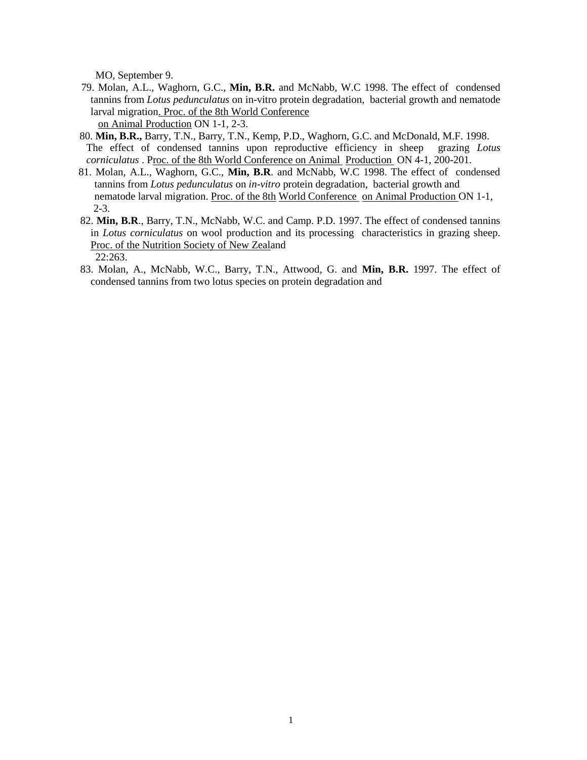MO, September 9.

79. Molan, A.L., Waghorn, G.C., **Min, B.R.** and McNabb, W.C 1998. The effect of condensed tannins from *Lotus pedunculatus* on in-vitro protein degradation, bacterial growth and nematode larval migration. Proc. of the 8th World Conference on Animal Production ON 1-1, 2-3.
80. **Min, B.R.,** Barry, T.N., Barry, T.N., Kemp, P.D., Waghorn, G.C. and McDonald, M.F. 1998. The effect of condensed tannins upon reproductive efficiency in sheep grazing *Lotus corniculatus* . Proc. of the 8th World Conference on Animal Production ON 4-1, 200-201.
81. Molan, A.L., Waghorn, G.C., **Min, B.R**. and McNabb, W.C 1998. The effect of condensed tannins from *Lotus pedunculatus* on *in-vitro* protein degradation, bacterial growth and nematode larval migration. Proc. of the 8th World Conference on Animal Production ON 1-1, 2-3.
82. **Min, B.R**., Barry, T.N., McNabb, W.C. and Camp. P.D. 1997. The effect of condensed tannins in *Lotus corniculatus* on wool production and its processing characteristics in grazing sheep. Proc. of the Nutrition Society of New Zealand 22:263.
83. Molan, A., McNabb, W.C., Barry, T.N., Attwood, G. and **Min, B.R.** 1997. The effect of condensed tannins from two lotus species on protein degradation and